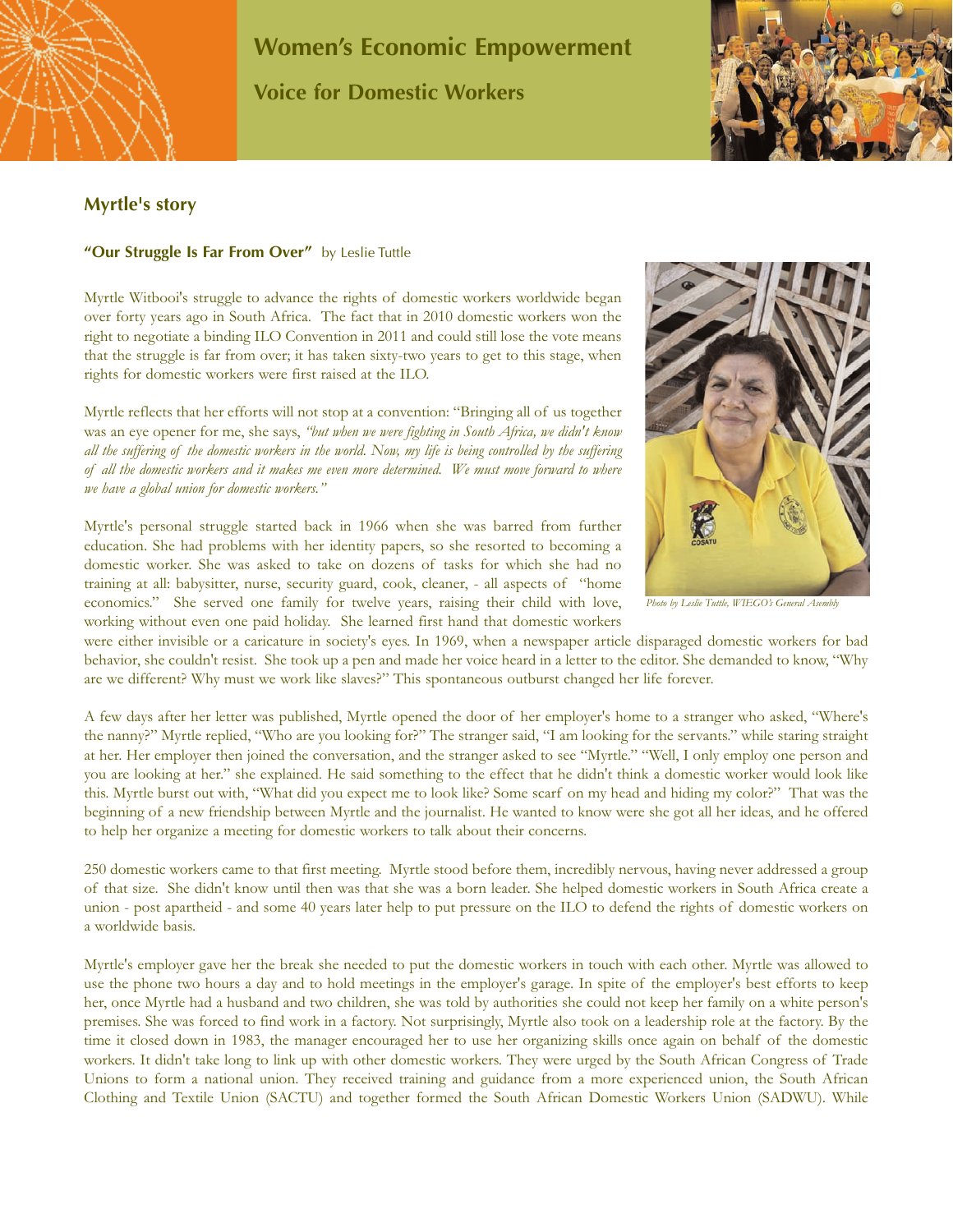# Women's Economic Empowerment

## Voice for Domestic Workers

### Myrtle's story

**"Our Struggle Is Far From Over"** by Leslie Tuttle

Myrtle Witbooi's struggle to advance the rights of domestic workers worldwide began over forty years ago in South Africa. The fact that in 2010 domestic workers won the right to negotiate a binding ILO Convention in 2011 and could still lose the vote means that the struggle is far from over; it has taken sixty-two years to get to this stage, when rights for domestic workers were first raised at the ILO.

Myrtle reflects that her efforts will not stop at a convention: "Bringing all of us together was an eye opener for me, she says, *"but when we were fighting in South Africa, we didn't know all the suffering of the domestic workers in the world. Now, my life is being controlled by the suffering of all the domestic workers and it makes me even more determined. We must move forward to where we have a global union for domestic workers."*

*Photo by Leslie Tuttle, WIEGO's General Asembly*

Myrtle's personal struggle started back in 1966 when she was barred from further education. She had problems with her identity papers, so she resorted to becoming a domestic worker. She was asked to take on dozens of tasks for which she had no training at all: babysitter, nurse, security guard, cook, cleaner, - all aspects of "home economics." She served one family for twelve years, raising their child with love, working without even one paid holiday. She learned first hand that domestic workers were either invisible or a caricature in society's eyes. In 1969, when a newspaper article disparaged domestic workers for bad behavior, she couldn't resist. She took up a pen and made her voice heard in a letter to the editor. She demanded to know, "Why are we different? Why must we work like slaves?" This spontaneous outburst changed her life forever.

A few days after her letter was published, Myrtle opened the door of her employer's home to a stranger who asked, "Where's the nanny?" Myrtle replied, "Who are you looking for?" The stranger said, "I am looking for the servants." while staring straight at her. Her employer then joined the conversation, and the stranger asked to see "Myrtle." "Well, I only employ one person and you are looking at her." she explained. He said something to the effect that he didn't think a domestic worker would look like this. Myrtle burst out with, "What did you expect me to look like? Some scarf on my head and hiding my color?" That was the beginning of a new friendship between Myrtle and the journalist. He wanted to know were she got all her ideas, and he offered to help her organize a meeting for domestic workers to talk about their concerns.

250 domestic workers came to that first meeting. Myrtle stood before them, incredibly nervous, having never addressed a group of that size. She didn't know until then was that she was a born leader. She helped domestic workers in South Africa create a union - post apartheid - and some 40 years later help to put pressure on the ILO to defend the rights of domestic workers on a worldwide basis.

Myrtle's employer gave her the break she needed to put the domestic workers in touch with each other. Myrtle was allowed to use the phone two hours a day and to hold meetings in the employer's garage. In spite of the employer's best efforts to keep her, once Myrtle had a husband and two children, she was told by authorities she could not keep her family on a white person's premises. She was forced to find work in a factory. Not surprisingly, Myrtle also took on a leadership role at the factory. By the time it closed down in 1983, the manager encouraged her to use her organizing skills once again on behalf of the domestic workers. It didn't take long to link up with other domestic workers. They were urged by the South African Congress of Trade Unions to form a national union. They received training and guidance from a more experienced union, the South African Clothing and Textile Union (SACTU) and together formed the South African Domestic Workers Union (SADWU). While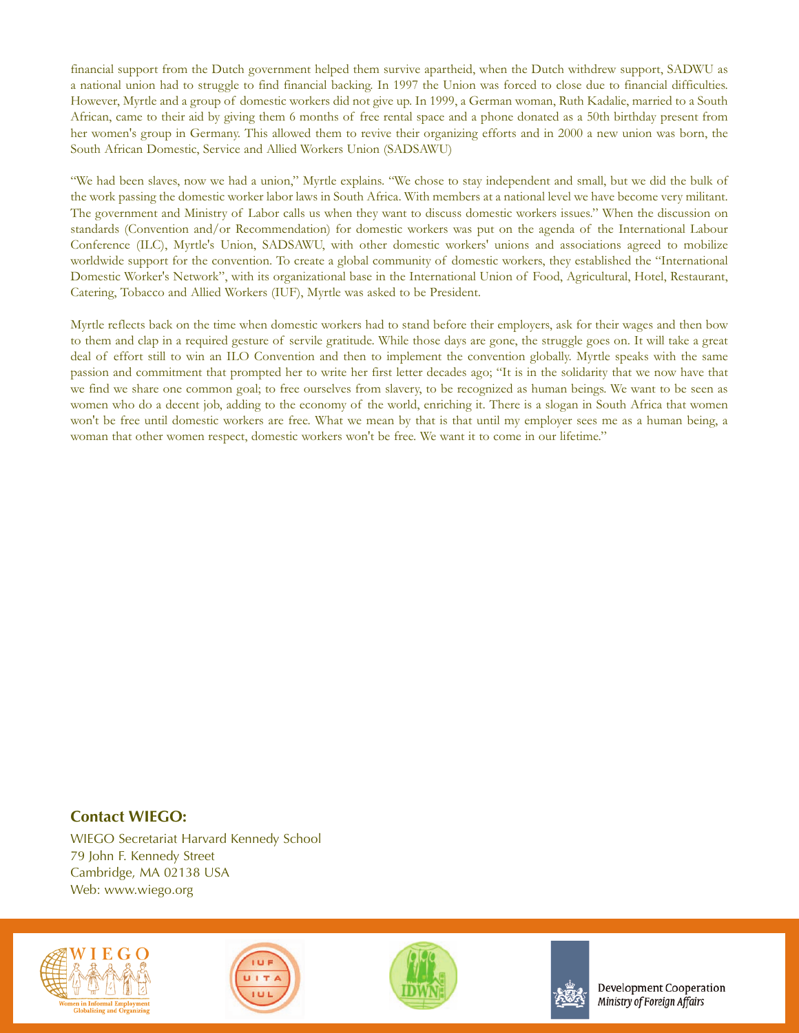financial support from the Dutch government helped them survive apartheid, when the Dutch withdrew support, SADWU as a national union had to struggle to find financial backing. In 1997 the Union was forced to close due to financial difficulties. However, Myrtle and a group of domestic workers did not give up. In 1999, a German woman, Ruth Kadalie, married to a South African, came to their aid by giving them 6 months of free rental space and a phone donated as a 50th birthday present from her women's group in Germany. This allowed them to revive their organizing efforts and in 2000 a new union was born, the South African Domestic, Service and Allied Workers Union (SADSAWU)

"We had been slaves, now we had a union," Myrtle explains. "We chose to stay independent and small, but we did the bulk of the work passing the domestic worker labor laws in South Africa. With members at a national level we have become very militant. The government and Ministry of Labor calls us when they want to discuss domestic workers issues." When the discussion on standards (Convention and/or Recommendation) for domestic workers was put on the agenda of the International Labour Conference (ILC), Myrtle's Union, SADSAWU, with other domestic workers' unions and associations agreed to mobilize worldwide support for the convention. To create a global community of domestic workers, they established the "International Domestic Worker's Network", with its organizational base in the International Union of Food, Agricultural, Hotel, Restaurant, Catering, Tobacco and Allied Workers (IUF), Myrtle was asked to be President.

Myrtle reflects back on the time when domestic workers had to stand before their employers, ask for their wages and then bow to them and clap in a required gesture of servile gratitude. While those days are gone, the struggle goes on. It will take a great deal of effort still to win an ILO Convention and then to implement the convention globally. Myrtle speaks with the same passion and commitment that prompted her to write her first letter decades ago; "It is in the solidarity that we now have that we find we share one common goal; to free ourselves from slavery, to be recognized as human beings. We want to be seen as women who do a decent job, adding to the economy of the world, enriching it. There is a slogan in South Africa that women won't be free until domestic workers are free. What we mean by that is that until my employer sees me as a human being, a woman that other women respect, domestic workers won't be free. We want it to come in our lifetime."

**Contact WIEGO:**

WIEGO Secretariat Harvard Kennedy School
79 John F. Kennedy Street
Cambridge, MA 02138 USA
Web: www.wiego.org

WIEGO
Women in Informal Employment Globalizing and Organizing

IUF
UITA
IUL

IDWN

Development Cooperation
*Ministry of Foreign Affairs*